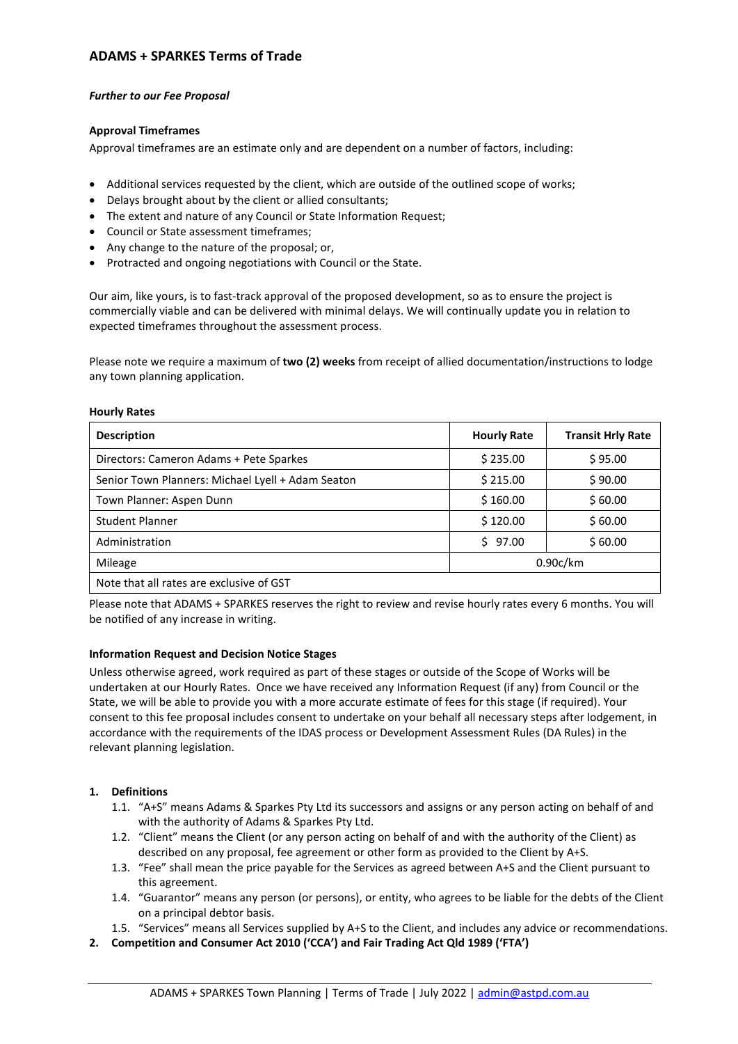# ADAMS + SPARKES Terms of Trade

***Further to our Fee Proposal***

**Approval Timeframes**

Approval timeframes are an estimate only and are dependent on a number of factors, including:

- Additional services requested by the client, which are outside of the outlined scope of works;
- Delays brought about by the client or allied consultants;
- The extent and nature of any Council or State Information Request;
- Council or State assessment timeframes;
- Any change to the nature of the proposal; or,
- Protracted and ongoing negotiations with Council or the State.

Our aim, like yours, is to fast-track approval of the proposed development, so as to ensure the project is commercially viable and can be delivered with minimal delays. We will continually update you in relation to expected timeframes throughout the assessment process.

Please note we require a maximum of **two (2) weeks** from receipt of allied documentation/instructions to lodge any town planning application.

**Hourly Rates**

| **Description** | **Hourly Rate** | **Transit Hrly Rate** |
|---|---|---|
| Directors: Cameron Adams + Pete Sparkes | $ 235.00 | $ 95.00 |
| Senior Town Planners: Michael Lyell + Adam Seaton | $ 215.00 | $ 90.00 |
| Town Planner: Aspen Dunn | $ 160.00 | $ 60.00 |
| Student Planner | $ 120.00 | $ 60.00 |
| Administration | $ 97.00 | $ 60.00 |
| Mileage | 0.90c/km | |
| Note that all rates are exclusive of GST | | |

Please note that ADAMS + SPARKES reserves the right to review and revise hourly rates every 6 months. You will be notified of any increase in writing.

**Information Request and Decision Notice Stages**

Unless otherwise agreed, work required as part of these stages or outside of the Scope of Works will be undertaken at our Hourly Rates. Once we have received any Information Request (if any) from Council or the State, we will be able to provide you with a more accurate estimate of fees for this stage (if required). Your consent to this fee proposal includes consent to undertake on your behalf all necessary steps after lodgement, in accordance with the requirements of the IDAS process or Development Assessment Rules (DA Rules) in the relevant planning legislation.

**1. Definitions**

1.1. "A+S" means Adams & Sparkes Pty Ltd its successors and assigns or any person acting on behalf of and with the authority of Adams & Sparkes Pty Ltd.

1.2. "Client" means the Client (or any person acting on behalf of and with the authority of the Client) as described on any proposal, fee agreement or other form as provided to the Client by A+S.

1.3. "Fee" shall mean the price payable for the Services as agreed between A+S and the Client pursuant to this agreement.

1.4. "Guarantor" means any person (or persons), or entity, who agrees to be liable for the debts of the Client on a principal debtor basis.

1.5. "Services" means all Services supplied by A+S to the Client, and includes any advice or recommendations.

**2. Competition and Consumer Act 2010 ('CCA') and Fair Trading Act Qld 1989 ('FTA')**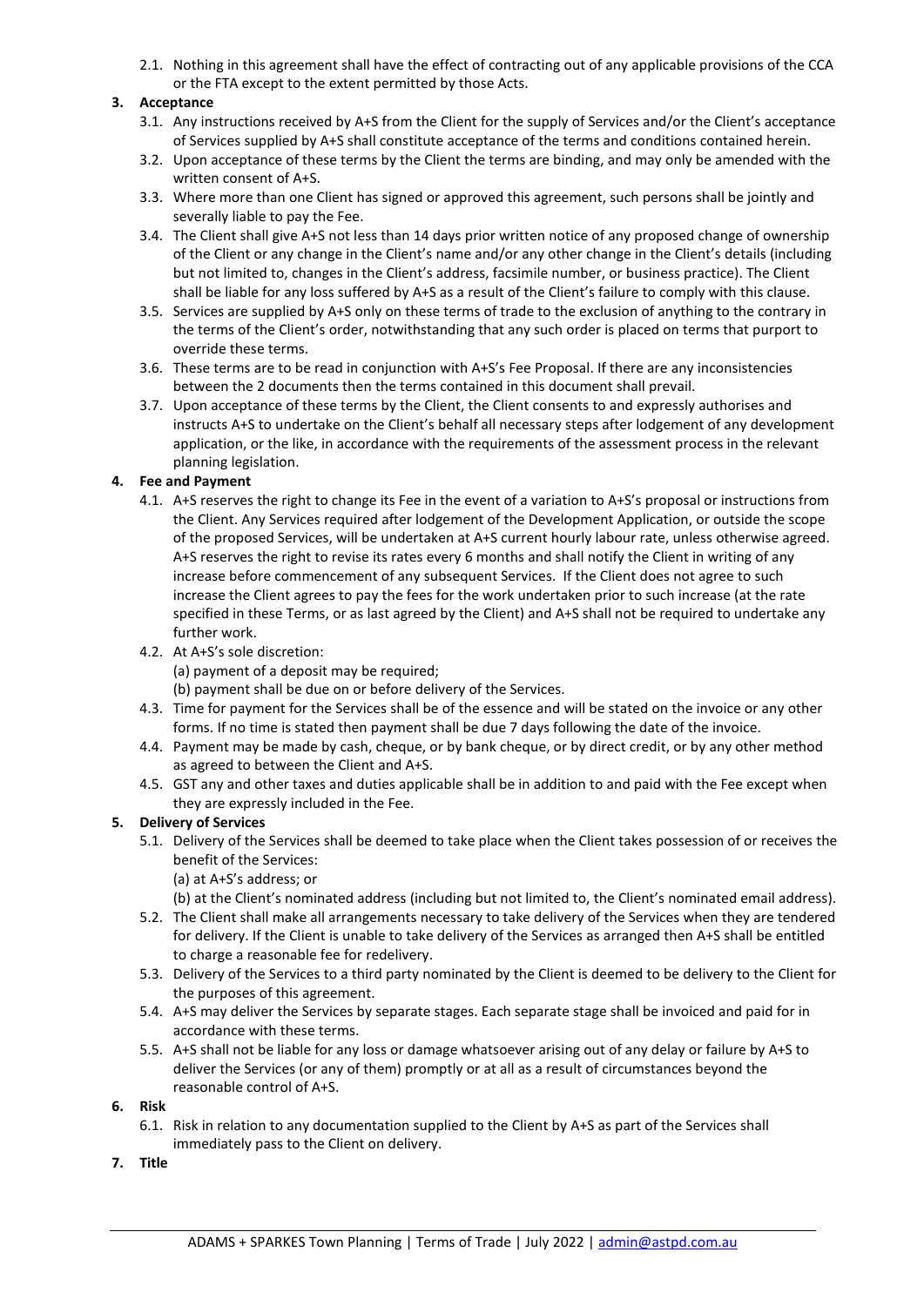2.1. Nothing in this agreement shall have the effect of contracting out of any applicable provisions of the CCA or the FTA except to the extent permitted by those Acts.

**3. Acceptance**

3.1. Any instructions received by A+S from the Client for the supply of Services and/or the Client's acceptance of Services supplied by A+S shall constitute acceptance of the terms and conditions contained herein.

3.2. Upon acceptance of these terms by the Client the terms are binding, and may only be amended with the written consent of A+S.

3.3. Where more than one Client has signed or approved this agreement, such persons shall be jointly and severally liable to pay the Fee.

3.4. The Client shall give A+S not less than 14 days prior written notice of any proposed change of ownership of the Client or any change in the Client's name and/or any other change in the Client's details (including but not limited to, changes in the Client's address, facsimile number, or business practice). The Client shall be liable for any loss suffered by A+S as a result of the Client's failure to comply with this clause.

3.5. Services are supplied by A+S only on these terms of trade to the exclusion of anything to the contrary in the terms of the Client's order, notwithstanding that any such order is placed on terms that purport to override these terms.

3.6. These terms are to be read in conjunction with A+S's Fee Proposal. If there are any inconsistencies between the 2 documents then the terms contained in this document shall prevail.

3.7. Upon acceptance of these terms by the Client, the Client consents to and expressly authorises and instructs A+S to undertake on the Client's behalf all necessary steps after lodgement of any development application, or the like, in accordance with the requirements of the assessment process in the relevant planning legislation.

**4. Fee and Payment**

4.1. A+S reserves the right to change its Fee in the event of a variation to A+S's proposal or instructions from the Client. Any Services required after lodgement of the Development Application, or outside the scope of the proposed Services, will be undertaken at A+S current hourly labour rate, unless otherwise agreed. A+S reserves the right to revise its rates every 6 months and shall notify the Client in writing of any increase before commencement of any subsequent Services. If the Client does not agree to such increase the Client agrees to pay the fees for the work undertaken prior to such increase (at the rate specified in these Terms, or as last agreed by the Client) and A+S shall not be required to undertake any further work.

4.2. At A+S's sole discretion:
(a) payment of a deposit may be required;
(b) payment shall be due on or before delivery of the Services.

4.3. Time for payment for the Services shall be of the essence and will be stated on the invoice or any other forms. If no time is stated then payment shall be due 7 days following the date of the invoice.

4.4. Payment may be made by cash, cheque, or by bank cheque, or by direct credit, or by any other method as agreed to between the Client and A+S.

4.5. GST any and other taxes and duties applicable shall be in addition to and paid with the Fee except when they are expressly included in the Fee.

**5. Delivery of Services**

5.1. Delivery of the Services shall be deemed to take place when the Client takes possession of or receives the benefit of the Services:
(a) at A+S's address; or
(b) at the Client's nominated address (including but not limited to, the Client's nominated email address).

5.2. The Client shall make all arrangements necessary to take delivery of the Services when they are tendered for delivery. If the Client is unable to take delivery of the Services as arranged then A+S shall be entitled to charge a reasonable fee for redelivery.

5.3. Delivery of the Services to a third party nominated by the Client is deemed to be delivery to the Client for the purposes of this agreement.

5.4. A+S may deliver the Services by separate stages. Each separate stage shall be invoiced and paid for in accordance with these terms.

5.5. A+S shall not be liable for any loss or damage whatsoever arising out of any delay or failure by A+S to deliver the Services (or any of them) promptly or at all as a result of circumstances beyond the reasonable control of A+S.

**6. Risk**

6.1. Risk in relation to any documentation supplied to the Client by A+S as part of the Services shall immediately pass to the Client on delivery.

**7. Title**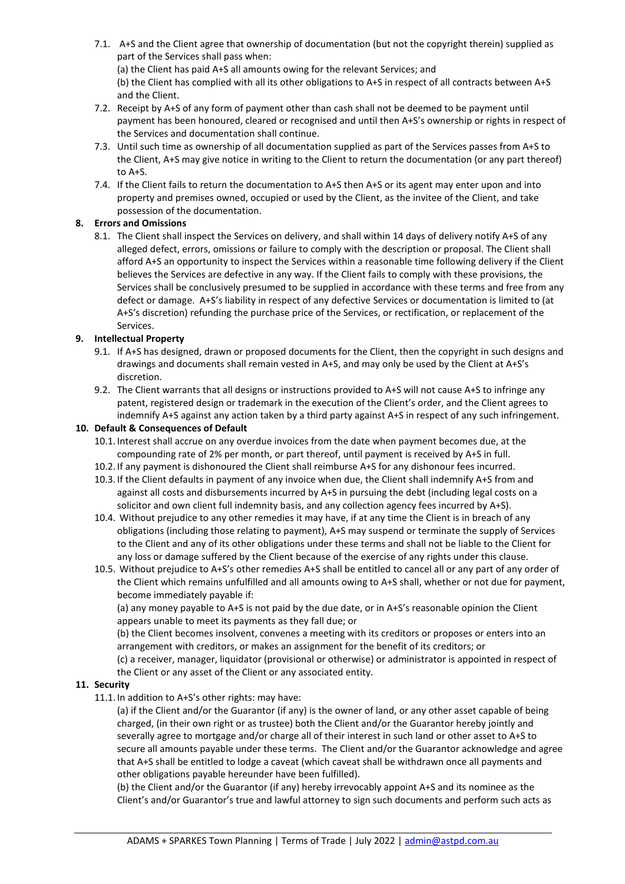7.1. A+S and the Client agree that ownership of documentation (but not the copyright therein) supplied as part of the Services shall pass when:

(a) the Client has paid A+S all amounts owing for the relevant Services; and

(b) the Client has complied with all its other obligations to A+S in respect of all contracts between A+S and the Client.

7.2. Receipt by A+S of any form of payment other than cash shall not be deemed to be payment until payment has been honoured, cleared or recognised and until then A+S's ownership or rights in respect of the Services and documentation shall continue.

7.3. Until such time as ownership of all documentation supplied as part of the Services passes from A+S to the Client, A+S may give notice in writing to the Client to return the documentation (or any part thereof) to A+S.

7.4. If the Client fails to return the documentation to A+S then A+S or its agent may enter upon and into property and premises owned, occupied or used by the Client, as the invitee of the Client, and take possession of the documentation.

**8. Errors and Omissions**

8.1. The Client shall inspect the Services on delivery, and shall within 14 days of delivery notify A+S of any alleged defect, errors, omissions or failure to comply with the description or proposal. The Client shall afford A+S an opportunity to inspect the Services within a reasonable time following delivery if the Client believes the Services are defective in any way. If the Client fails to comply with these provisions, the Services shall be conclusively presumed to be supplied in accordance with these terms and free from any defect or damage. A+S's liability in respect of any defective Services or documentation is limited to (at A+S's discretion) refunding the purchase price of the Services, or rectification, or replacement of the Services.

**9. Intellectual Property**

9.1. If A+S has designed, drawn or proposed documents for the Client, then the copyright in such designs and drawings and documents shall remain vested in A+S, and may only be used by the Client at A+S's discretion.

9.2. The Client warrants that all designs or instructions provided to A+S will not cause A+S to infringe any patent, registered design or trademark in the execution of the Client's order, and the Client agrees to indemnify A+S against any action taken by a third party against A+S in respect of any such infringement.

**10. Default & Consequences of Default**

10.1. Interest shall accrue on any overdue invoices from the date when payment becomes due, at the compounding rate of 2% per month, or part thereof, until payment is received by A+S in full.

10.2. If any payment is dishonoured the Client shall reimburse A+S for any dishonour fees incurred.

10.3. If the Client defaults in payment of any invoice when due, the Client shall indemnify A+S from and against all costs and disbursements incurred by A+S in pursuing the debt (including legal costs on a solicitor and own client full indemnity basis, and any collection agency fees incurred by A+S).

10.4. Without prejudice to any other remedies it may have, if at any time the Client is in breach of any obligations (including those relating to payment), A+S may suspend or terminate the supply of Services to the Client and any of its other obligations under these terms and shall not be liable to the Client for any loss or damage suffered by the Client because of the exercise of any rights under this clause.

10.5. Without prejudice to A+S's other remedies A+S shall be entitled to cancel all or any part of any order of the Client which remains unfulfilled and all amounts owing to A+S shall, whether or not due for payment, become immediately payable if:

(a) any money payable to A+S is not paid by the due date, or in A+S's reasonable opinion the Client appears unable to meet its payments as they fall due; or

(b) the Client becomes insolvent, convenes a meeting with its creditors or proposes or enters into an arrangement with creditors, or makes an assignment for the benefit of its creditors; or

(c) a receiver, manager, liquidator (provisional or otherwise) or administrator is appointed in respect of the Client or any asset of the Client or any associated entity.

**11. Security**

11.1. In addition to A+S's other rights: may have:

(a) if the Client and/or the Guarantor (if any) is the owner of land, or any other asset capable of being charged, (in their own right or as trustee) both the Client and/or the Guarantor hereby jointly and severally agree to mortgage and/or charge all of their interest in such land or other asset to A+S to secure all amounts payable under these terms. The Client and/or the Guarantor acknowledge and agree that A+S shall be entitled to lodge a caveat (which caveat shall be withdrawn once all payments and other obligations payable hereunder have been fulfilled).

(b) the Client and/or the Guarantor (if any) hereby irrevocably appoint A+S and its nominee as the Client's and/or Guarantor's true and lawful attorney to sign such documents and perform such acts as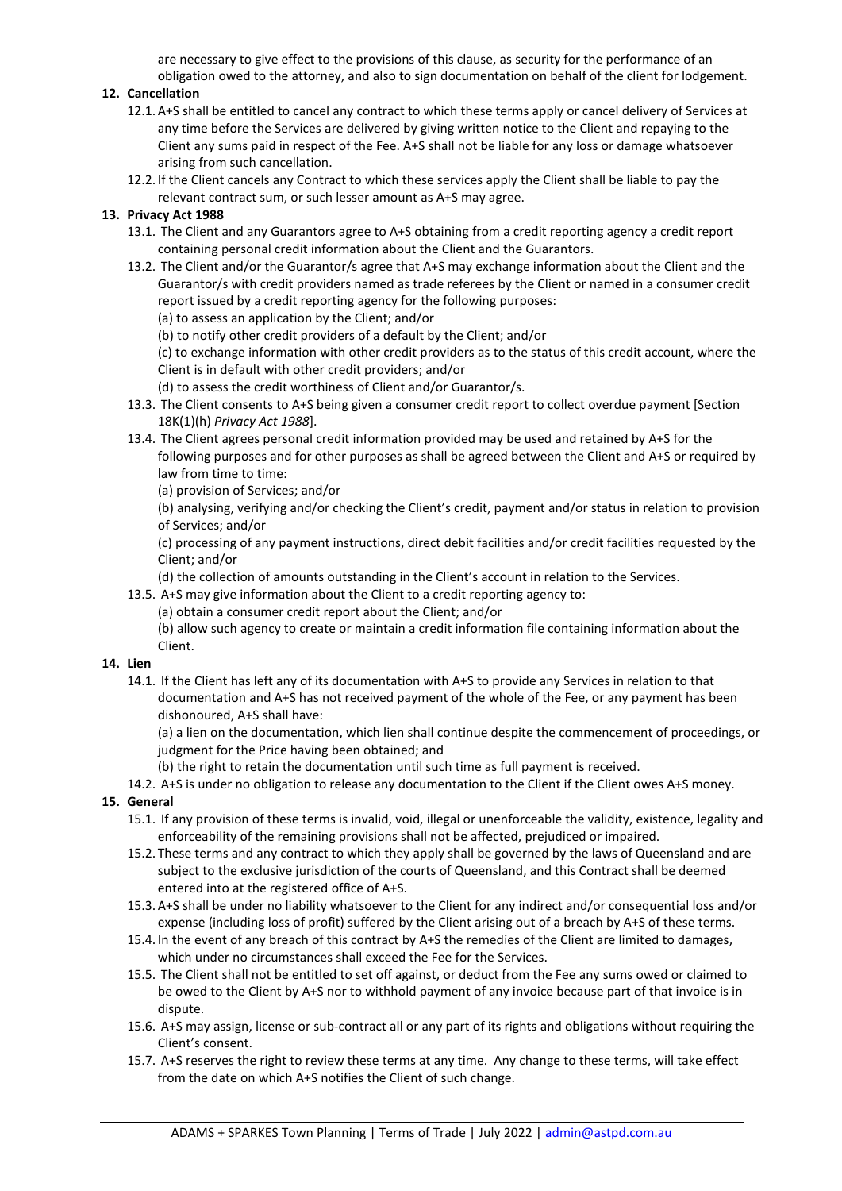are necessary to give effect to the provisions of this clause, as security for the performance of an obligation owed to the attorney, and also to sign documentation on behalf of the client for lodgement.

**12. Cancellation**

12.1. A+S shall be entitled to cancel any contract to which these terms apply or cancel delivery of Services at any time before the Services are delivered by giving written notice to the Client and repaying to the Client any sums paid in respect of the Fee. A+S shall not be liable for any loss or damage whatsoever arising from such cancellation.

12.2. If the Client cancels any Contract to which these services apply the Client shall be liable to pay the relevant contract sum, or such lesser amount as A+S may agree.

**13. Privacy Act 1988**

13.1. The Client and any Guarantors agree to A+S obtaining from a credit reporting agency a credit report containing personal credit information about the Client and the Guarantors.

13.2. The Client and/or the Guarantor/s agree that A+S may exchange information about the Client and the Guarantor/s with credit providers named as trade referees by the Client or named in a consumer credit report issued by a credit reporting agency for the following purposes:

(a) to assess an application by the Client; and/or

(b) to notify other credit providers of a default by the Client; and/or

(c) to exchange information with other credit providers as to the status of this credit account, where the Client is in default with other credit providers; and/or

(d) to assess the credit worthiness of Client and/or Guarantor/s.

13.3. The Client consents to A+S being given a consumer credit report to collect overdue payment [Section 18K(1)(h) *Privacy Act 1988*].

13.4. The Client agrees personal credit information provided may be used and retained by A+S for the following purposes and for other purposes as shall be agreed between the Client and A+S or required by law from time to time:

(a) provision of Services; and/or

(b) analysing, verifying and/or checking the Client's credit, payment and/or status in relation to provision of Services; and/or

(c) processing of any payment instructions, direct debit facilities and/or credit facilities requested by the Client; and/or

(d) the collection of amounts outstanding in the Client's account in relation to the Services.

13.5. A+S may give information about the Client to a credit reporting agency to:

(a) obtain a consumer credit report about the Client; and/or

(b) allow such agency to create or maintain a credit information file containing information about the Client.

**14. Lien**

14.1. If the Client has left any of its documentation with A+S to provide any Services in relation to that documentation and A+S has not received payment of the whole of the Fee, or any payment has been dishonoured, A+S shall have:

(a) a lien on the documentation, which lien shall continue despite the commencement of proceedings, or judgment for the Price having been obtained; and

(b) the right to retain the documentation until such time as full payment is received.

14.2. A+S is under no obligation to release any documentation to the Client if the Client owes A+S money.

**15. General**

15.1. If any provision of these terms is invalid, void, illegal or unenforceable the validity, existence, legality and enforceability of the remaining provisions shall not be affected, prejudiced or impaired.

15.2. These terms and any contract to which they apply shall be governed by the laws of Queensland and are subject to the exclusive jurisdiction of the courts of Queensland, and this Contract shall be deemed entered into at the registered office of A+S.

15.3. A+S shall be under no liability whatsoever to the Client for any indirect and/or consequential loss and/or expense (including loss of profit) suffered by the Client arising out of a breach by A+S of these terms.

15.4. In the event of any breach of this contract by A+S the remedies of the Client are limited to damages, which under no circumstances shall exceed the Fee for the Services.

15.5. The Client shall not be entitled to set off against, or deduct from the Fee any sums owed or claimed to be owed to the Client by A+S nor to withhold payment of any invoice because part of that invoice is in dispute.

15.6. A+S may assign, license or sub-contract all or any part of its rights and obligations without requiring the Client's consent.

15.7. A+S reserves the right to review these terms at any time. Any change to these terms, will take effect from the date on which A+S notifies the Client of such change.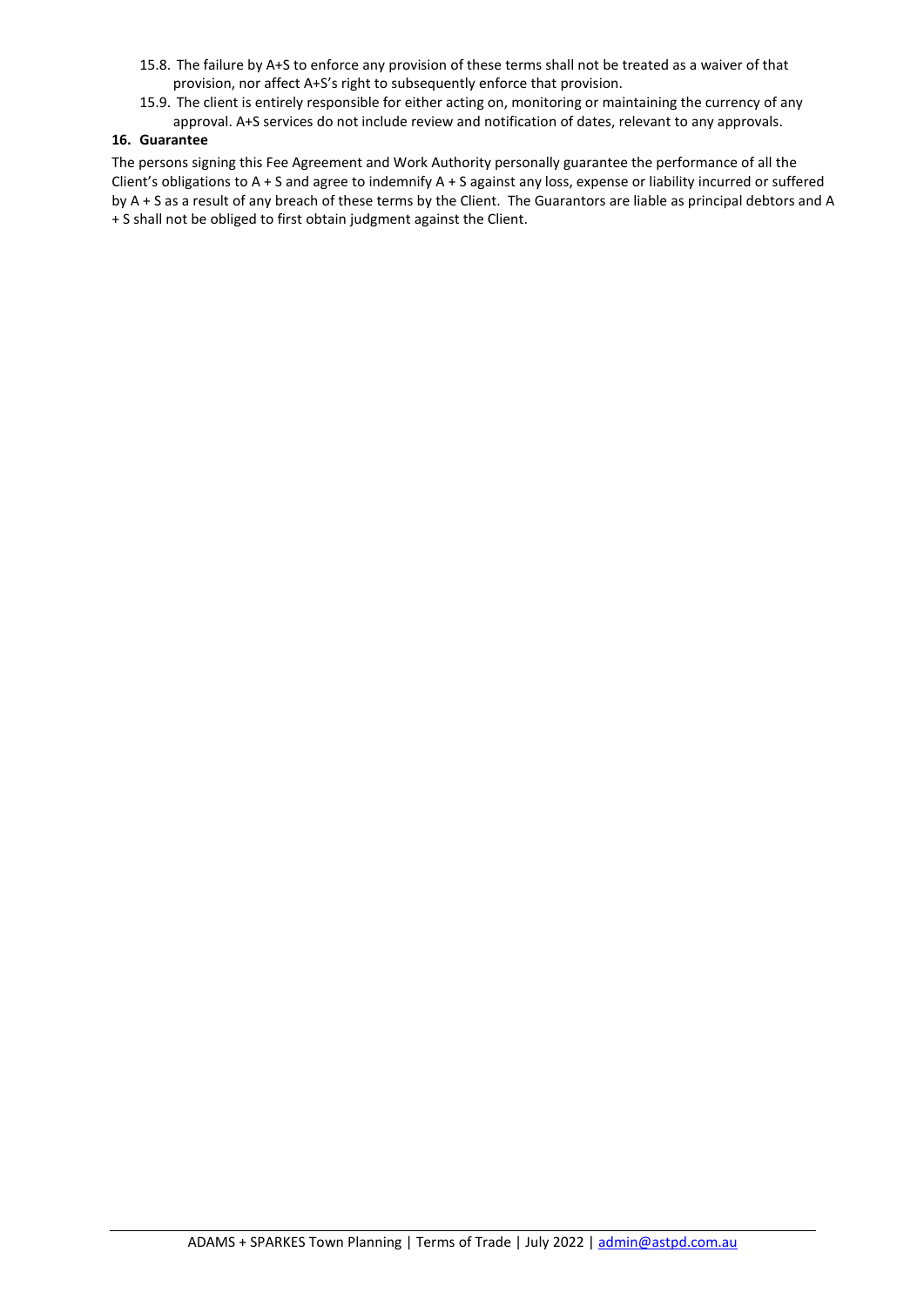15.8. The failure by A+S to enforce any provision of these terms shall not be treated as a waiver of that provision, nor affect A+S's right to subsequently enforce that provision.

15.9. The client is entirely responsible for either acting on, monitoring or maintaining the currency of any approval. A+S services do not include review and notification of dates, relevant to any approvals.

**16. Guarantee**

The persons signing this Fee Agreement and Work Authority personally guarantee the performance of all the Client's obligations to A + S and agree to indemnify A + S against any loss, expense or liability incurred or suffered by A + S as a result of any breach of these terms by the Client. The Guarantors are liable as principal debtors and A + S shall not be obliged to first obtain judgment against the Client.